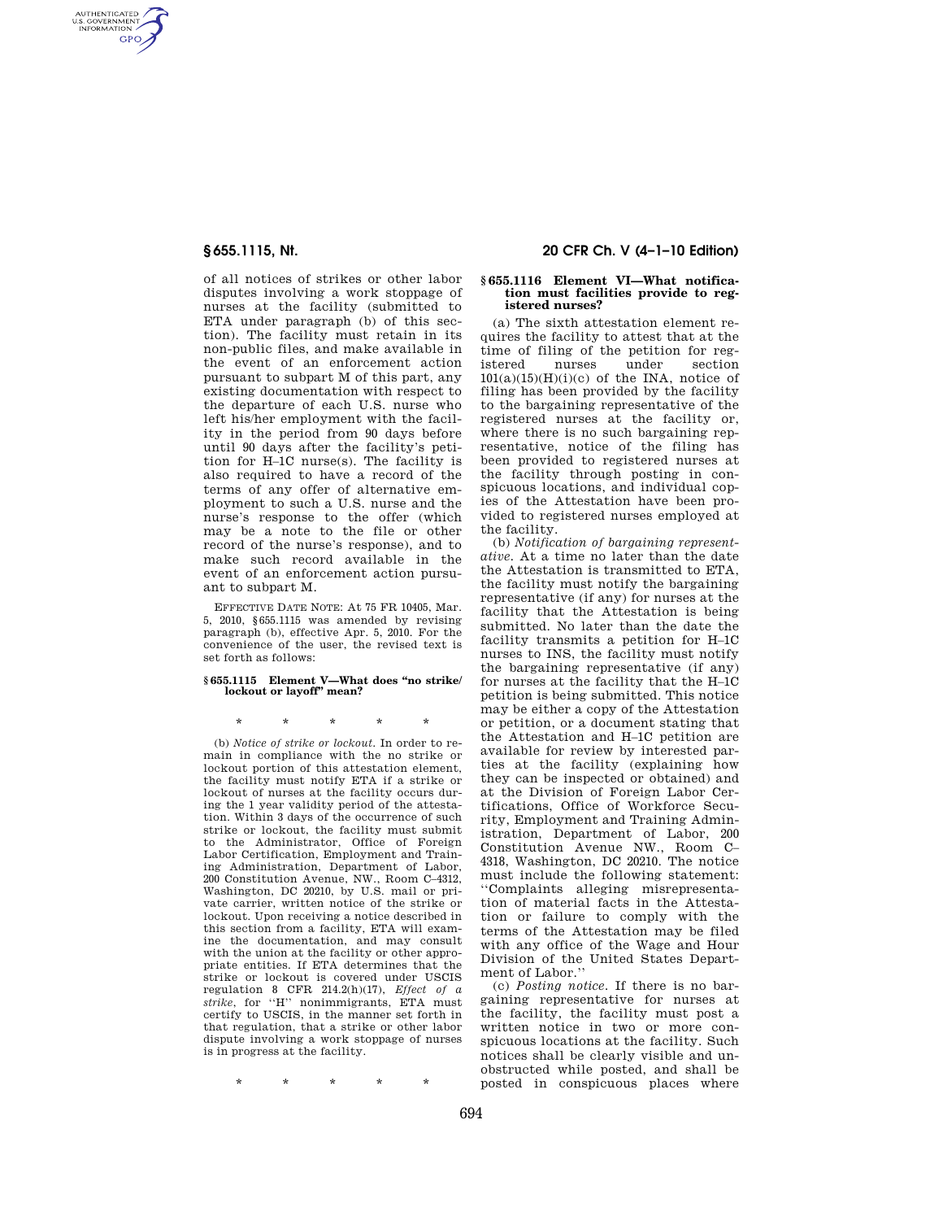of all notices of strikes or other labor disputes involving a work stoppage of nurses at the facility (submitted to ETA under paragraph (b) of this section). The facility must retain in its non-public files, and make available in the event of an enforcement action pursuant to subpart M of this part, any existing documentation with respect to the departure of each U.S. nurse who left his/her employment with the facility in the period from 90 days before until 90 days after the facility's petition for H–1C nurse(s). The facility is also required to have a record of the terms of any offer of alternative employment to such a U.S. nurse and the nurse's response to the offer (which may be a note to the file or other record of the nurse's response), and to make such record available in the event of an enforcement action pursuant to subpart M.

EFFECTIVE DATE NOTE: At 75 FR 10405, Mar. 5, 2010, §655.1115 was amended by revising paragraph (b), effective Apr. 5, 2010. For the convenience of the user, the revised text is set forth as follows:

**§655.1115 Element V—What does "no strike/lockout or layoff" mean?**

\* \* \* \* \*

(b) *Notice of strike or lockout.* In order to remain in compliance with the no strike or lockout portion of this attestation element, the facility must notify ETA if a strike or lockout of nurses at the facility occurs during the 1 year validity period of the attestation. Within 3 days of the occurrence of such strike or lockout, the facility must submit to the Administrator, Office of Foreign Labor Certification, Employment and Training Administration, Department of Labor, 200 Constitution Avenue, NW., Room C–4312, Washington, DC 20210, by U.S. mail or private carrier, written notice of the strike or lockout. Upon receiving a notice described in this section from a facility, ETA will examine the documentation, and may consult with the union at the facility or other appropriate entities. If ETA determines that the strike or lockout is covered under USCIS regulation 8 CFR 214.2(h)(17), *Effect of a strike*, for "H" nonimmigrants, ETA must certify to USCIS, in the manner set forth in that regulation, that a strike or other labor dispute involving a work stoppage of nurses is in progress at the facility.

\* \* \* \* \*

## §655.1116 Element VI—What notification must facilities provide to registered nurses?

(a) The sixth attestation element requires the facility to attest that at the time of filing of the petition for registered nurses under section 101(a)(15)(H)(i)(c) of the INA, notice of filing has been provided by the facility to the bargaining representative of the registered nurses at the facility or, where there is no such bargaining representative, notice of the filing has been provided to registered nurses at the facility through posting in conspicuous locations, and individual copies of the Attestation have been provided to registered nurses employed at the facility.

(b) *Notification of bargaining representative.* At a time no later than the date the Attestation is transmitted to ETA, the facility must notify the bargaining representative (if any) for nurses at the facility that the Attestation is being submitted. No later than the date the facility transmits a petition for H–1C nurses to INS, the facility must notify the bargaining representative (if any) for nurses at the facility that the H–1C petition is being submitted. This notice may be either a copy of the Attestation or petition, or a document stating that the Attestation and H–1C petition are available for review by interested parties at the facility (explaining how they can be inspected or obtained) and at the Division of Foreign Labor Certifications, Office of Workforce Security, Employment and Training Administration, Department of Labor, 200 Constitution Avenue NW., Room C–4318, Washington, DC 20210. The notice must include the following statement: "Complaints alleging misrepresentation of material facts in the Attestation or failure to comply with the terms of the Attestation may be filed with any office of the Wage and Hour Division of the United States Department of Labor."

(c) *Posting notice.* If there is no bargaining representative for nurses at the facility, the facility must post a written notice in two or more conspicuous locations at the facility. Such notices shall be clearly visible and unobstructed while posted, and shall be posted in conspicuous places where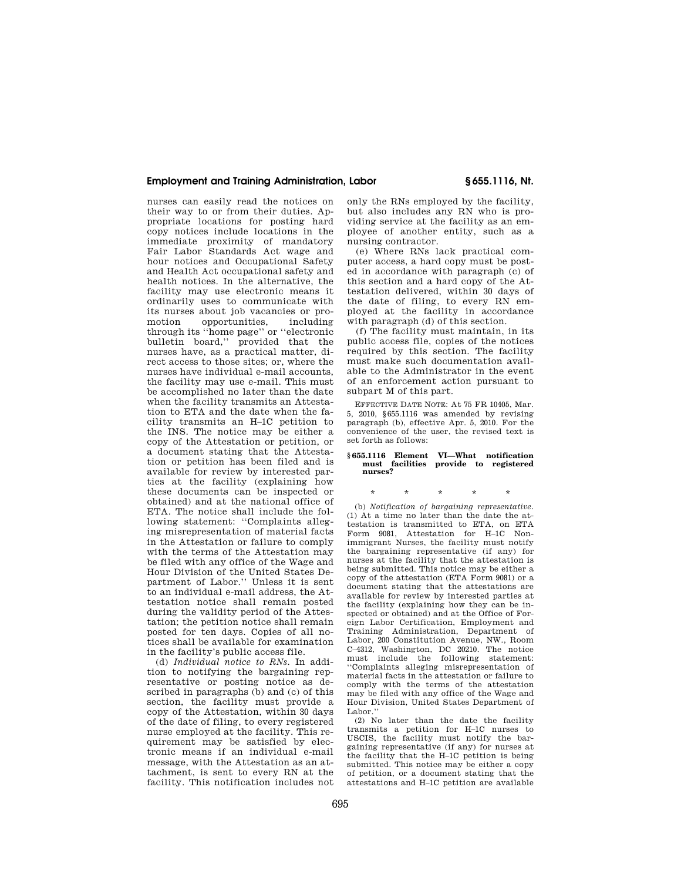nurses can easily read the notices on their way to or from their duties. Appropriate locations for posting hard copy notices include locations in the immediate proximity of mandatory Fair Labor Standards Act wage and hour notices and Occupational Safety and Health Act occupational safety and health notices. In the alternative, the facility may use electronic means it ordinarily uses to communicate with its nurses about job vacancies or promotion opportunities, including through its ''home page'' or ''electronic bulletin board,'' provided that the nurses have, as a practical matter, direct access to those sites; or, where the nurses have individual e-mail accounts, the facility may use e-mail. This must be accomplished no later than the date when the facility transmits an Attestation to ETA and the date when the facility transmits an H–1C petition to the INS. The notice may be either a copy of the Attestation or petition, or a document stating that the Attestation or petition has been filed and is available for review by interested parties at the facility (explaining how these documents can be inspected or obtained) and at the national office of ETA. The notice shall include the following statement: ''Complaints alleging misrepresentation of material facts in the Attestation or failure to comply with the terms of the Attestation may be filed with any office of the Wage and Hour Division of the United States Department of Labor.'' Unless it is sent to an individual e-mail address, the Attestation notice shall remain posted during the validity period of the Attestation; the petition notice shall remain posted for ten days. Copies of all notices shall be available for examination in the facility's public access file.

(d) *Individual notice to RNs.* In addition to notifying the bargaining representative or posting notice as described in paragraphs (b) and (c) of this section, the facility must provide a copy of the Attestation, within 30 days of the date of filing, to every registered nurse employed at the facility. This requirement may be satisfied by electronic means if an individual e-mail message, with the Attestation as an attachment, is sent to every RN at the facility. This notification includes not only the RNs employed by the facility, but also includes any RN who is providing service at the facility as an employee of another entity, such as a nursing contractor.

(e) Where RNs lack practical computer access, a hard copy must be posted in accordance with paragraph (c) of this section and a hard copy of the Attestation delivered, within 30 days of the date of filing, to every RN employed at the facility in accordance with paragraph (d) of this section.

(f) The facility must maintain, in its public access file, copies of the notices required by this section. The facility must make such documentation available to the Administrator in the event of an enforcement action pursuant to subpart M of this part.

EFFECTIVE DATE NOTE: At 75 FR 10405, Mar. 5, 2010, §655.1116 was amended by revising paragraph (b), effective Apr. 5, 2010. For the convenience of the user, the revised text is set forth as follows:

**§ 655.1116 Element VI—What notification must facilities provide to registered nurses?**

\* \* \* \* \*

(b) *Notification of bargaining representative.* (1) At a time no later than the date the attestation is transmitted to ETA, on ETA Form 9081, Attestation for H–1C Nonimmigrant Nurses, the facility must notify the bargaining representative (if any) for nurses at the facility that the attestation is being submitted. This notice may be either a copy of the attestation (ETA Form 9081) or a document stating that the attestations are available for review by interested parties at the facility (explaining how they can be inspected or obtained) and at the Office of Foreign Labor Certification, Employment and Training Administration, Department of Labor, 200 Constitution Avenue, NW., Room C–4312, Washington, DC 20210. The notice must include the following statement: ''Complaints alleging misrepresentation of material facts in the attestation or failure to comply with the terms of the attestation may be filed with any office of the Wage and Hour Division, United States Department of Labor.''

(2) No later than the date the facility transmits a petition for H–1C nurses to USCIS, the facility must notify the bargaining representative (if any) for nurses at the facility that the H–1C petition is being submitted. This notice may be either a copy of petition, or a document stating that the attestations and H–1C petition are available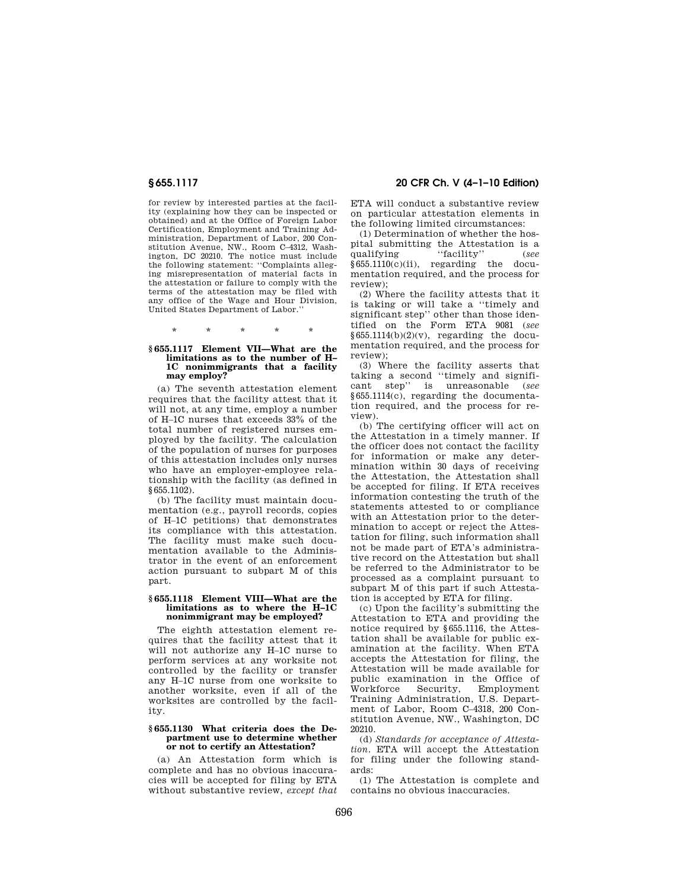for review by interested parties at the facility (explaining how they can be inspected or obtained) and at the Office of Foreign Labor Certification, Employment and Training Administration, Department of Labor, 200 Constitution Avenue, NW., Room C–4312, Washington, DC 20210. The notice must include the following statement: ''Complaints alleging misrepresentation of material facts in the attestation or failure to comply with the terms of the attestation may be filed with any office of the Wage and Hour Division, United States Department of Labor.''

\* \* \* \* \*

### § 655.1117 Element VII—What are the limitations as to the number of H–1C nonimmigrants that a facility may employ?

(a) The seventh attestation element requires that the facility attest that it will not, at any time, employ a number of H–1C nurses that exceeds 33% of the total number of registered nurses employed by the facility. The calculation of the population of nurses for purposes of this attestation includes only nurses who have an employer-employee relationship with the facility (as defined in § 655.1102).

(b) The facility must maintain documentation (e.g., payroll records, copies of H–1C petitions) that demonstrates its compliance with this attestation. The facility must make such documentation available to the Administrator in the event of an enforcement action pursuant to subpart M of this part.

### § 655.1118 Element VIII—What are the limitations as to where the H–1C nonimmigrant may be employed?

The eighth attestation element requires that the facility attest that it will not authorize any H–1C nurse to perform services at any worksite not controlled by the facility or transfer any H–1C nurse from one worksite to another worksite, even if all of the worksites are controlled by the facility.

### § 655.1130 What criteria does the Department use to determine whether or not to certify an Attestation?

(a) An Attestation form which is complete and has no obvious inaccuracies will be accepted for filing by ETA without substantive review, *except that* ETA will conduct a substantive review on particular attestation elements in the following limited circumstances:

(1) Determination of whether the hospital submitting the Attestation is a qualifying ''facility'' (*see* § 655.1110(c)(ii), regarding the documentation required, and the process for review);

(2) Where the facility attests that it is taking or will take a ''timely and significant step'' other than those identified on the Form ETA 9081 (*see* § 655.1114(b)(2)(v), regarding the documentation required, and the process for review);

(3) Where the facility asserts that taking a second ''timely and significant step'' is unreasonable (*see* § 655.1114(c), regarding the documentation required, and the process for review).

(b) The certifying officer will act on the Attestation in a timely manner. If the officer does not contact the facility for information or make any determination within 30 days of receiving the Attestation, the Attestation shall be accepted for filing. If ETA receives information contesting the truth of the statements attested to or compliance with an Attestation prior to the determination to accept or reject the Attestation for filing, such information shall not be made part of ETA's administrative record on the Attestation but shall be referred to the Administrator to be processed as a complaint pursuant to subpart M of this part if such Attestation is accepted by ETA for filing.

(c) Upon the facility's submitting the Attestation to ETA and providing the notice required by § 655.1116, the Attestation shall be available for public examination at the facility. When ETA accepts the Attestation for filing, the Attestation will be made available for public examination in the Office of Workforce Security, Employment Training Administration, U.S. Department of Labor, Room C–4318, 200 Constitution Avenue, NW., Washington, DC 20210.

(d) *Standards for acceptance of Attestation.* ETA will accept the Attestation for filing under the following standards:

(1) The Attestation is complete and contains no obvious inaccuracies.